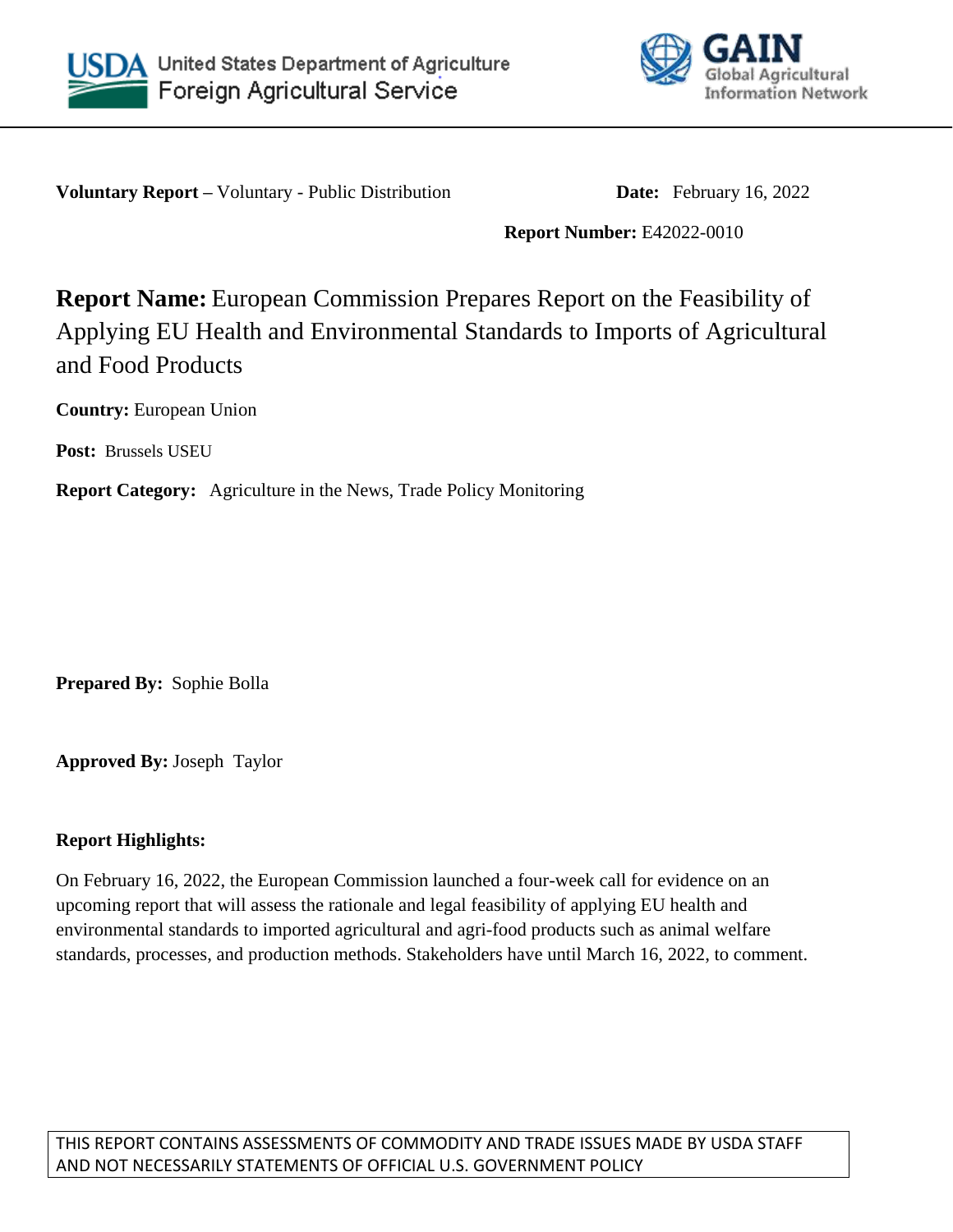United States Department of Agriculture
Foreign Agricultural Service

GAIN Global Agricultural Information Network

**Voluntary Report –** Voluntary - Public Distribution **Date:** February 16, 2022

**Report Number:** E42022-0010

# **Report Name:** European Commission Prepares Report on the Feasibility of Applying EU Health and Environmental Standards to Imports of Agricultural and Food Products

**Country:** European Union

**Post:** Brussels USEU

**Report Category:** Agriculture in the News, Trade Policy Monitoring

**Prepared By:** Sophie Bolla

**Approved By:** Joseph Taylor

**Report Highlights:**

On February 16, 2022, the European Commission launched a four-week call for evidence on an upcoming report that will assess the rationale and legal feasibility of applying EU health and environmental standards to imported agricultural and agri-food products such as animal welfare standards, processes, and production methods. Stakeholders have until March 16, 2022, to comment.

THIS REPORT CONTAINS ASSESSMENTS OF COMMODITY AND TRADE ISSUES MADE BY USDA STAFF AND NOT NECESSARILY STATEMENTS OF OFFICIAL U.S. GOVERNMENT POLICY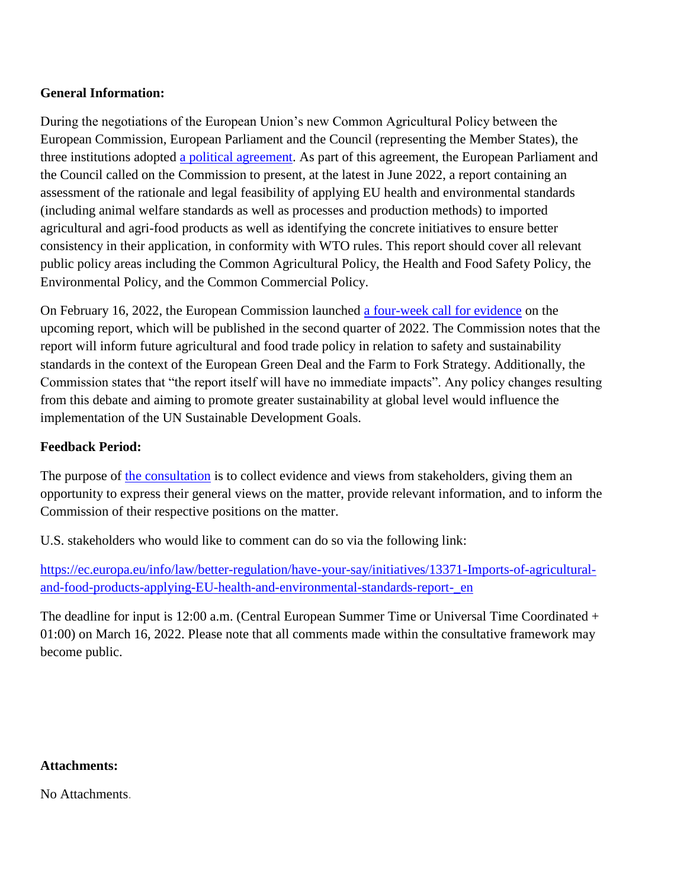**General Information:**

During the negotiations of the European Union's new Common Agricultural Policy between the European Commission, European Parliament and the Council (representing the Member States), the three institutions adopted [a political agreement](). As part of this agreement, the European Parliament and the Council called on the Commission to present, at the latest in June 2022, a report containing an assessment of the rationale and legal feasibility of applying EU health and environmental standards (including animal welfare standards as well as processes and production methods) to imported agricultural and agri-food products as well as identifying the concrete initiatives to ensure better consistency in their application, in conformity with WTO rules. This report should cover all relevant public policy areas including the Common Agricultural Policy, the Health and Food Safety Policy, the Environmental Policy, and the Common Commercial Policy.

On February 16, 2022, the European Commission launched [a four-week call for evidence]() on the upcoming report, which will be published in the second quarter of 2022. The Commission notes that the report will inform future agricultural and food trade policy in relation to safety and sustainability standards in the context of the European Green Deal and the Farm to Fork Strategy. Additionally, the Commission states that "the report itself will have no immediate impacts". Any policy changes resulting from this debate and aiming to promote greater sustainability at global level would influence the implementation of the UN Sustainable Development Goals.

**Feedback Period:**

The purpose of [the consultation]() is to collect evidence and views from stakeholders, giving them an opportunity to express their general views on the matter, provide relevant information, and to inform the Commission of their respective positions on the matter.

U.S. stakeholders who would like to comment can do so via the following link:

[https://ec.europa.eu/info/law/better-regulation/have-your-say/initiatives/13371-Imports-of-agricultural-and-food-products-applying-EU-health-and-environmental-standards-report-_en](https://ec.europa.eu/info/law/better-regulation/have-your-say/initiatives/13371-Imports-of-agricultural-and-food-products-applying-EU-health-and-environmental-standards-report-_en)

The deadline for input is 12:00 a.m. (Central European Summer Time or Universal Time Coordinated + 01:00) on March 16, 2022. Please note that all comments made within the consultative framework may become public.

**Attachments:**

No Attachments.